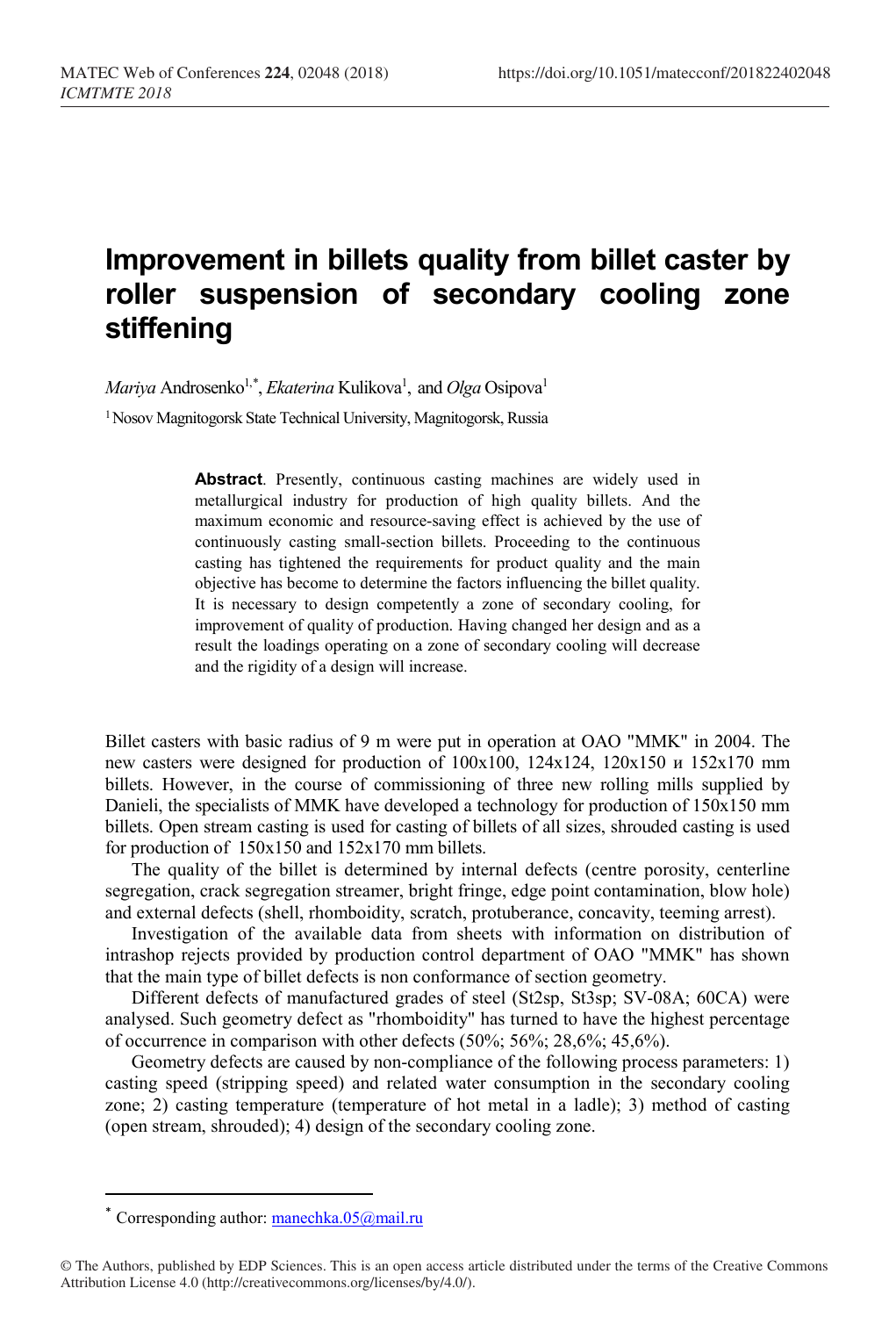# Improvement in billets quality from billet caster by roller suspension of secondary cooling zone stiffening

*Mariya* Androsenko[1,*], *Ekaterina* Kulikova[1], and *Olga* Osipova[1]

[1] Nosov Magnitogorsk State Technical University, Magnitogorsk, Russia

**Abstract**. Presently, continuous casting machines are widely used in metallurgical industry for production of high quality billets. And the maximum economic and resource-saving effect is achieved by the use of continuously casting small-section billets. Proceeding to the continuous casting has tightened the requirements for product quality and the main objective has become to determine the factors influencing the billet quality. It is necessary to design competently a zone of secondary cooling, for improvement of quality of production. Having changed her design and as a result the loadings operating on a zone of secondary cooling will decrease and the rigidity of a design will increase.

Billet casters with basic radius of 9 m were put in operation at OAO "MMK" in 2004. The new casters were designed for production of 100x100, 124x124, 120x150 и 152x170 mm billets. However, in the course of commissioning of three new rolling mills supplied by Danieli, the specialists of MMK have developed a technology for production of 150x150 mm billets. Open stream casting is used for casting of billets of all sizes, shrouded casting is used for production of 150x150 and 152x170 mm billets.

The quality of the billet is determined by internal defects (centre porosity, centerline segregation, crack segregation streamer, bright fringe, edge point contamination, blow hole) and external defects (shell, rhomboidity, scratch, protuberance, concavity, teeming arrest).

Investigation of the available data from sheets with information on distribution of intrashop rejects provided by production control department of OAO "MMK" has shown that the main type of billet defects is non conformance of section geometry.

Different defects of manufactured grades of steel (St2sp, St3sp; SV-08A; 60CA) were analysed. Such geometry defect as "rhomboidity" has turned to have the highest percentage of occurrence in comparison with other defects (50%; 56%; 28,6%; 45,6%).

Geometry defects are caused by non-compliance of the following process parameters: 1) casting speed (stripping speed) and related water consumption in the secondary cooling zone; 2) casting temperature (temperature of hot metal in a ladle); 3) method of casting (open stream, shrouded); 4) design of the secondary cooling zone.

* Corresponding author: manechka.05@mail.ru

© The Authors, published by EDP Sciences. This is an open access article distributed under the terms of the Creative Commons Attribution License 4.0 (http://creativecommons.org/licenses/by/4.0/).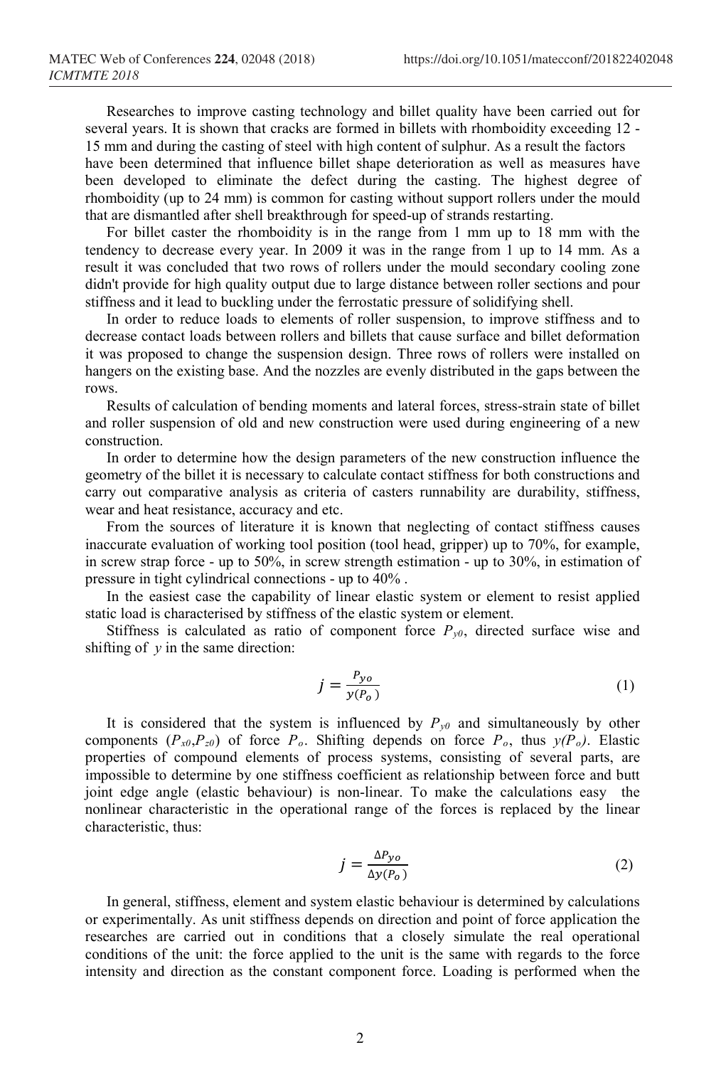Researches to improve casting technology and billet quality have been carried out for several years. It is shown that cracks are formed in billets with rhomboidity exceeding 12 - 15 mm and during the casting of steel with high content of sulphur. As a result the factors have been determined that influence billet shape deterioration as well as measures have been developed to eliminate the defect during the casting. The highest degree of rhomboidity (up to 24 mm) is common for casting without support rollers under the mould that are dismantled after shell breakthrough for speed-up of strands restarting.

For billet caster the rhomboidity is in the range from 1 mm up to 18 mm with the tendency to decrease every year. In 2009 it was in the range from 1 up to 14 mm. As a result it was concluded that two rows of rollers under the mould secondary cooling zone didn't provide for high quality output due to large distance between roller sections and pour stiffness and it lead to buckling under the ferrostatic pressure of solidifying shell.

In order to reduce loads to elements of roller suspension, to improve stiffness and to decrease contact loads between rollers and billets that cause surface and billet deformation it was proposed to change the suspension design. Three rows of rollers were installed on hangers on the existing base. And the nozzles are evenly distributed in the gaps between the rows.

Results of calculation of bending moments and lateral forces, stress-strain state of billet and roller suspension of old and new construction were used during engineering of a new construction.

In order to determine how the design parameters of the new construction influence the geometry of the billet it is necessary to calculate contact stiffness for both constructions and carry out comparative analysis as criteria of casters runnability are durability, stiffness, wear and heat resistance, accuracy and etc.

From the sources of literature it is known that neglecting of contact stiffness causes inaccurate evaluation of working tool position (tool head, gripper) up to 70%, for example, in screw strap force - up to 50%, in screw strength estimation - up to 30%, in estimation of pressure in tight cylindrical connections - up to 40% .

In the easiest case the capability of linear elastic system or element to resist applied static load is characterised by stiffness of the elastic system or element.

Stiffness is calculated as ratio of component force $P_{y0}$, directed surface wise and shifting of $y$ in the same direction:

$$j = \frac{P_{yo}}{y(P_o)} \tag{1}$$

It is considered that the system is influenced by $P_{y0}$ and simultaneously by other components ($P_{x0}$,$P_{z0}$) of force $P_o$. Shifting depends on force $P_o$, thus $y(P_o)$. Elastic properties of compound elements of process systems, consisting of several parts, are impossible to determine by one stiffness coefficient as relationship between force and butt joint edge angle (elastic behaviour) is non-linear. To make the calculations easy the nonlinear characteristic in the operational range of the forces is replaced by the linear characteristic, thus:

$$j = \frac{\Delta P_{yo}}{\Delta y(P_o)} \tag{2}$$

In general, stiffness, element and system elastic behaviour is determined by calculations or experimentally. As unit stiffness depends on direction and point of force application the researches are carried out in conditions that a closely simulate the real operational conditions of the unit: the force applied to the unit is the same with regards to the force intensity and direction as the constant component force. Loading is performed when the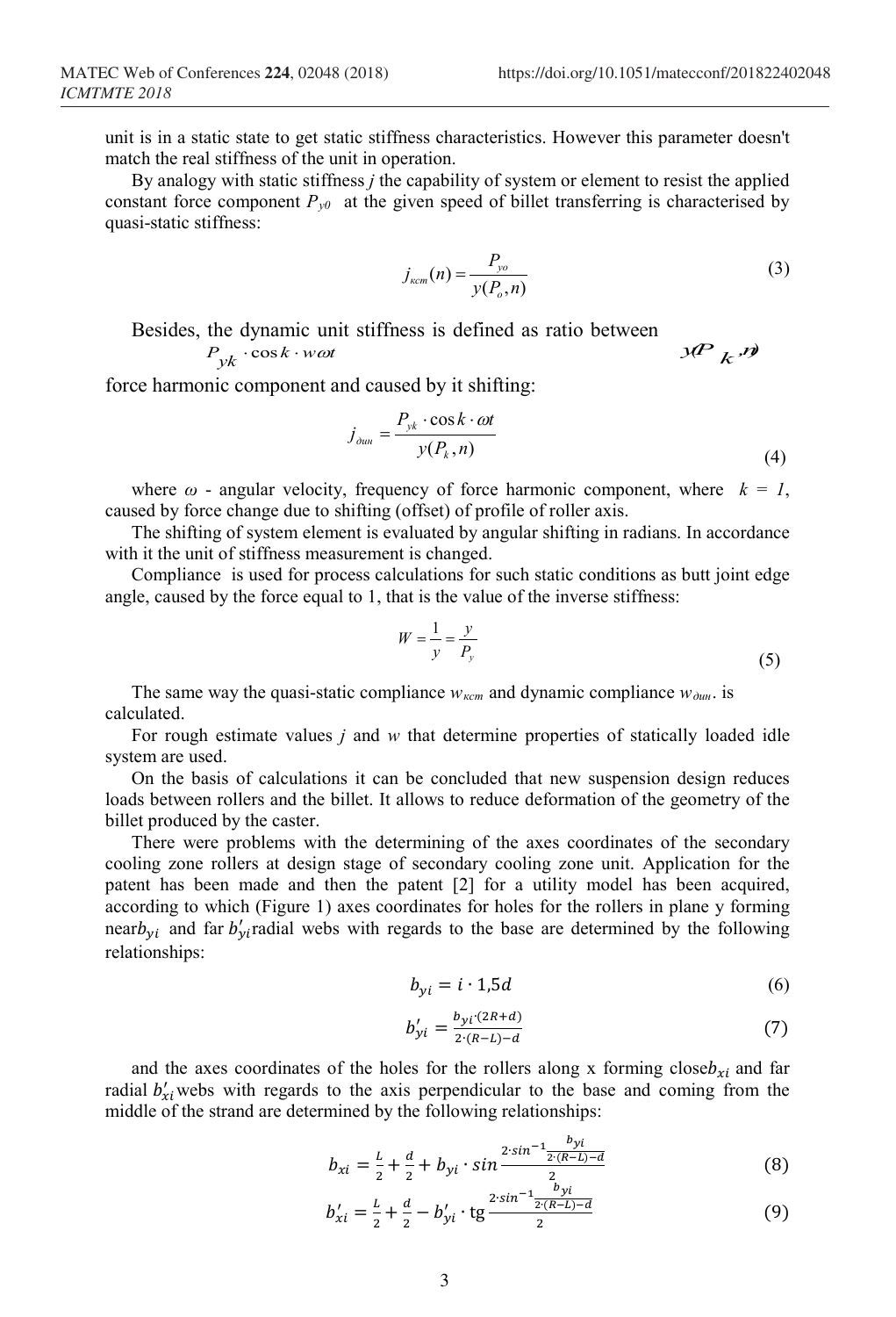unit is in a static state to get static stiffness characteristics. However this parameter doesn't match the real stiffness of the unit in operation.

By analogy with static stiffness $j$ the capability of system or element to resist the applied constant force component $P_{y0}$ at the given speed of billet transferring is characterised by quasi-static stiffness:

$$j_{\kappa cm}(n) = \frac{P_{yo}}{y(P_o, n)} \tag{3}$$

Besides, the dynamic unit stiffness is defined as ratio between $P_{yk} \cdot \cos k \cdot w\omega t$ $y(P_k, n)$

force harmonic component and caused by it shifting:

$$j_{\partial u n} = \frac{P_{yk} \cdot \cos k \cdot \omega t}{y(P_k, n)} \tag{4}$$

where $\omega$ - angular velocity, frequency of force harmonic component, where $k = 1$, caused by force change due to shifting (offset) of profile of roller axis.

The shifting of system element is evaluated by angular shifting in radians. In accordance with it the unit of stiffness measurement is changed.

Compliance is used for process calculations for such static conditions as butt joint edge angle, caused by the force equal to 1, that is the value of the inverse stiffness:

$$W = \frac{1}{y} = \frac{y}{P_y} \tag{5}$$

The same way the quasi-static compliance $w_{\kappa cm}$ and dynamic compliance $w_{\partial u n}$. is calculated.

For rough estimate values $j$ and $w$ that determine properties of statically loaded idle system are used.

On the basis of calculations it can be concluded that new suspension design reduces loads between rollers and the billet. It allows to reduce deformation of the geometry of the billet produced by the caster.

There were problems with the determining of the axes coordinates of the secondary cooling zone rollers at design stage of secondary cooling zone unit. Application for the patent has been made and then the patent [2] for a utility model has been acquired, according to which (Figure 1) axes coordinates for holes for the rollers in plane y forming near $b_{yi}$ and far $b'_{yi}$ radial webs with regards to the base are determined by the following relationships:

$$b_{yi} = i \cdot 1{,}5d \tag{6}$$

$$b'_{yi} = \frac{b_{yi} \cdot (2R + d)}{2 \cdot (R - L) - d} \tag{7}$$

and the axes coordinates of the holes for the rollers along x forming close $b_{xi}$ and far radial $b'_{xi}$ webs with regards to the axis perpendicular to the base and coming from the middle of the strand are determined by the following relationships:

$$b_{xi} = \frac{L}{2} + \frac{d}{2} + b_{yi} \cdot \sin \frac{2 \cdot \sin^{-1} \frac{b_{yi}}{2 \cdot (R - L) - d}}{2} \tag{8}$$

$$b'_{xi} = \frac{L}{2} + \frac{d}{2} - b'_{yi} \cdot \operatorname{tg} \frac{2 \cdot \sin^{-1} \frac{b_{yi}}{2 \cdot (R - L) - d}}{2} \tag{9}$$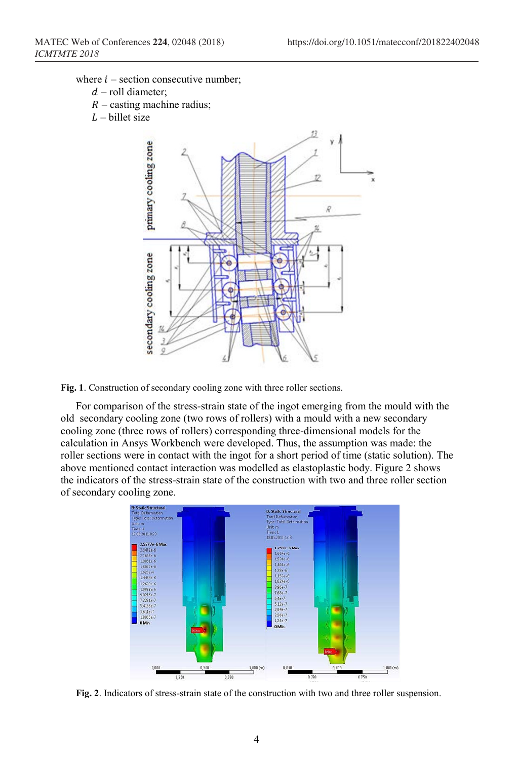where $i$ – section consecutive number;

$d$ – roll diameter;

$R$ – casting machine radius;

$L$ – billet size

**Fig. 1**. Construction of secondary cooling zone with three roller sections.

For comparison of the stress-strain state of the ingot emerging from the mould with the old secondary cooling zone (two rows of rollers) with a mould with a new secondary cooling zone (three rows of rollers) corresponding three-dimensional models for the calculation in Ansys Workbench were developed. Thus, the assumption was made: the roller sections were in contact with the ingot for a short period of time (static solution). The above mentioned contact interaction was modelled as elastoplastic body. Figure 2 shows the indicators of the stress-strain state of the construction with two and three roller section of secondary cooling zone.

**Fig. 2**. Indicators of stress-strain state of the construction with two and three roller suspension.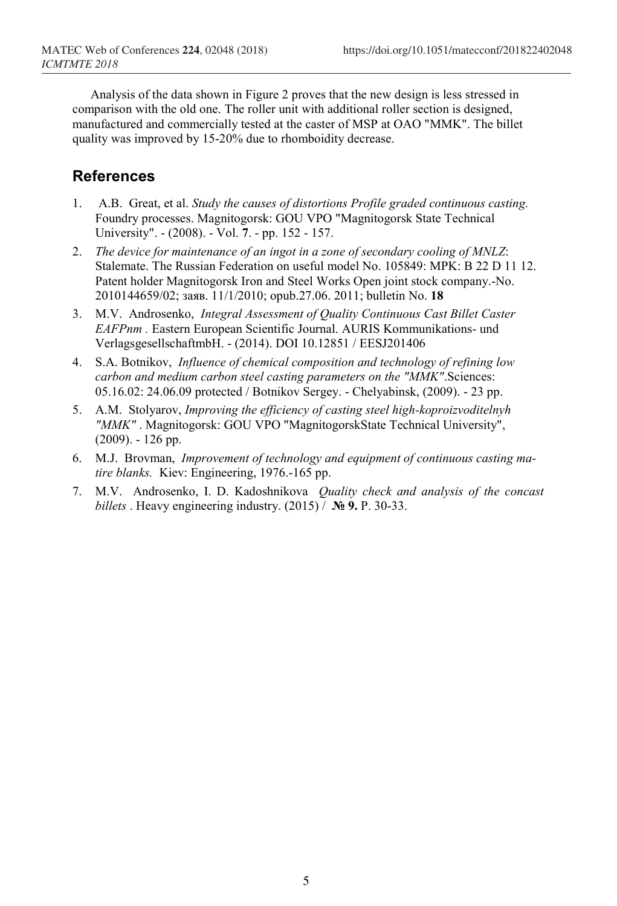Analysis of the data shown in Figure 2 proves that the new design is less stressed in comparison with the old one. The roller unit with additional roller section is designed, manufactured and commercially tested at the caster of MSP at OAO "MMK". The billet quality was improved by 15-20% due to rhomboidity decrease.

## References

1. A.B. Great, et al. *Study the causes of distortions Profile graded continuous casting.* Foundry processes. Magnitogorsk: GOU VPO "Magnitogorsk State Technical University". - (2008). - Vol. **7**. - pp. 152 - 157.
2. *The device for maintenance of an ingot in a zone of secondary cooling of MNLZ*: Stalemate. The Russian Federation on useful model No. 105849: MPK: B 22 D 11 12. Patent holder Magnitogorsk Iron and Steel Works Open joint stock company.-No. 2010144659/02; заяв. 11/1/2010; opub.27.06. 2011; bulletin No. **18**
3. M.V. Androsenko, *Integral Assessment of Quality Continuous Cast Billet Caster EAFPnm .* Eastern European Scientific Journal. AURIS Kommunikations- und VerlagsgesellschaftmbH. - (2014). DOI 10.12851 / EESJ201406
4. S.A. Botnikov, *Influence of chemical composition and technology of refining low carbon and medium carbon steel casting parameters on the "MMK"*.Sciences: 05.16.02: 24.06.09 protected / Botnikov Sergey. - Chelyabinsk, (2009). - 23 pp.
5. A.M. Stolyarov, *Improving the efficiency of casting steel high-koproizvoditelnyh "MMK"* . Magnitogorsk: GOU VPO "MagnitogorskState Technical University", (2009). - 126 pp.
6. M.J. Brovman, *Improvement of technology and equipment of continuous casting ma-tire blanks.* Kiev: Engineering, 1976.-165 pp.
7. M.V. Androsenko, I. D. Kadoshnikova *Quality check and analysis of the concast billets* . Heavy engineering industry. (2015) / **№ 9.** P. 30-33.